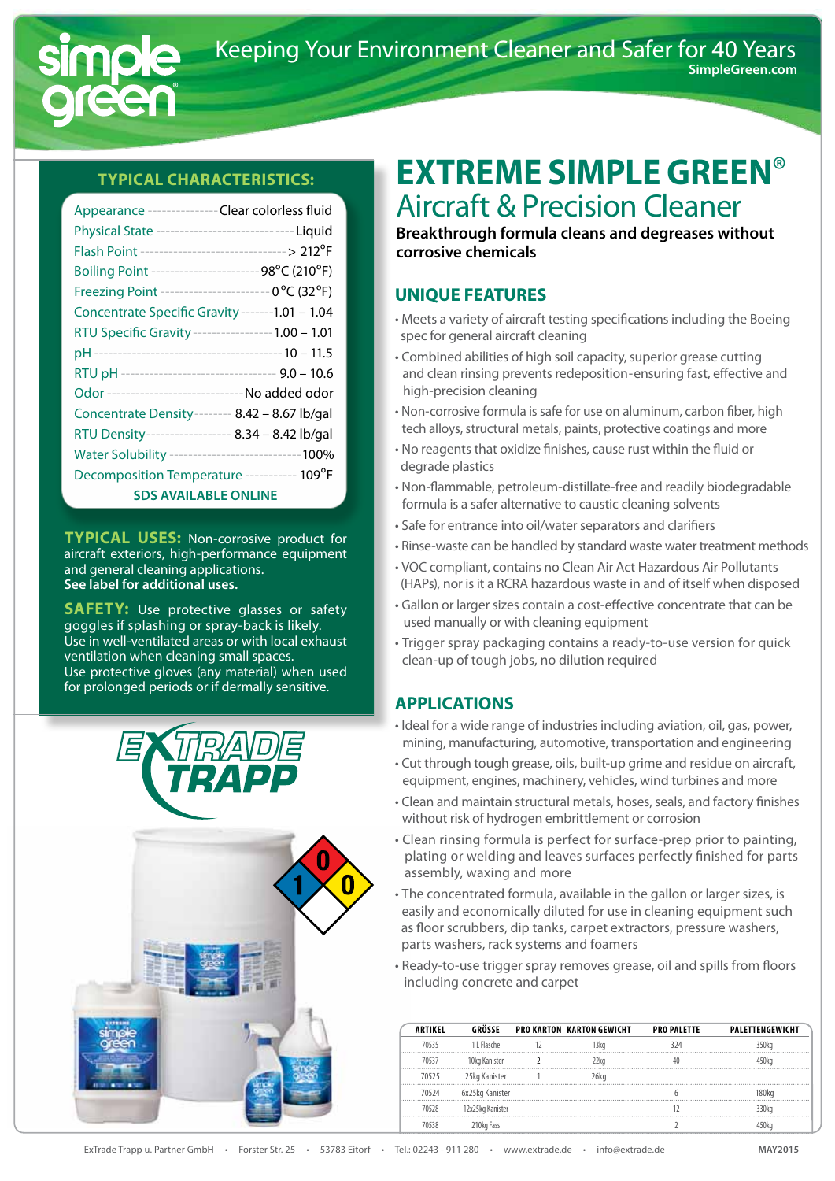Keeping Your Environment Cleaner and Safer for 40 Years
SimpleGreen.com

# EXTREME SIMPLE GREEN®

## Aircraft & Precision Cleaner

**Breakthrough formula cleans and degreases without corrosive chemicals**

### TYPICAL CHARACTERISTICS:

| | |
|---|---|
| Appearance | Clear colorless fluid |
| Physical State | Liquid |
| Flash Point | > 212°F |
| Boiling Point | 98°C (210°F) |
| Freezing Point | 0 °C (32°F) |
| Concentrate Specific Gravity | 1.01 – 1.04 |
| RTU Specific Gravity | 1.00 – 1.01 |
| pH | 10 – 11.5 |
| RTU pH | 9.0 – 10.6 |
| Odor | No added odor |
| Concentrate Density | 8.42 – 8.67 lb/gal |
| RTU Density | 8.34 – 8.42 lb/gal |
| Water Solubility | 100% |
| Decomposition Temperature | 109°F |

SDS AVAILABLE ONLINE

**TYPICAL USES:** Non-corrosive product for aircraft exteriors, high-performance equipment and general cleaning applications.
**See label for additional uses.**

**SAFETY:** Use protective glasses or safety goggles if splashing or spray-back is likely. Use in well-ventilated areas or with local exhaust ventilation when cleaning small spaces. Use protective gloves (any material) when used for prolonged periods or if dermally sensitive.

### UNIQUE FEATURES

- Meets a variety of aircraft testing specifications including the Boeing spec for general aircraft cleaning
- Combined abilities of high soil capacity, superior grease cutting and clean rinsing prevents redeposition-ensuring fast, effective and high-precision cleaning
- Non-corrosive formula is safe for use on aluminum, carbon fiber, high tech alloys, structural metals, paints, protective coatings and more
- No reagents that oxidize finishes, cause rust within the fluid or degrade plastics
- Non-flammable, petroleum-distillate-free and readily biodegradable formula is a safer alternative to caustic cleaning solvents
- Safe for entrance into oil/water separators and clarifiers
- Rinse-waste can be handled by standard waste water treatment methods
- VOC compliant, contains no Clean Air Act Hazardous Air Pollutants (HAPs), nor is it a RCRA hazardous waste in and of itself when disposed
- Gallon or larger sizes contain a cost-effective concentrate that can be used manually or with cleaning equipment
- Trigger spray packaging contains a ready-to-use version for quick clean-up of tough jobs, no dilution required

### APPLICATIONS

- Ideal for a wide range of industries including aviation, oil, gas, power, mining, manufacturing, automotive, transportation and engineering
- Cut through tough grease, oils, built-up grime and residue on aircraft, equipment, engines, machinery, vehicles, wind turbines and more
- Clean and maintain structural metals, hoses, seals, and factory finishes without risk of hydrogen embrittlement or corrosion
- Clean rinsing formula is perfect for surface-prep prior to painting, plating or welding and leaves surfaces perfectly finished for parts assembly, waxing and more
- The concentrated formula, available in the gallon or larger sizes, is easily and economically diluted for use in cleaning equipment such as floor scrubbers, dip tanks, carpet extractors, pressure washers, parts washers, rack systems and foamers
- Ready-to-use trigger spray removes grease, oil and spills from floors including concrete and carpet

| ARTIKEL | GRÖSSE | PRO KARTON | KARTON GEWICHT | PRO PALETTE | PALETTENGEWICHT |
|---|---|---|---|---|---|
| 70535 | 1 L Flasche | 12 | 13kg | 324 | 350kg |
| 70537 | 10kg Kanister | 2 | 22kg | 40 | 450kg |
| 70525 | 25kg Kanister | 1 | 26kg | | |
| 70524 | 6x25kg Kanister | | | 6 | 180kg |
| 70528 | 12x25kg Kanister | | | 12 | 330kg |
| 70538 | 210kg Fass | | | 2 | 450kg |

ExTrade Trapp u. Partner GmbH • Forster Str. 25 • 53783 Eitorf • Tel.: 02243 - 911 280 • www.extrade.de • info@extrade.de

MAY2015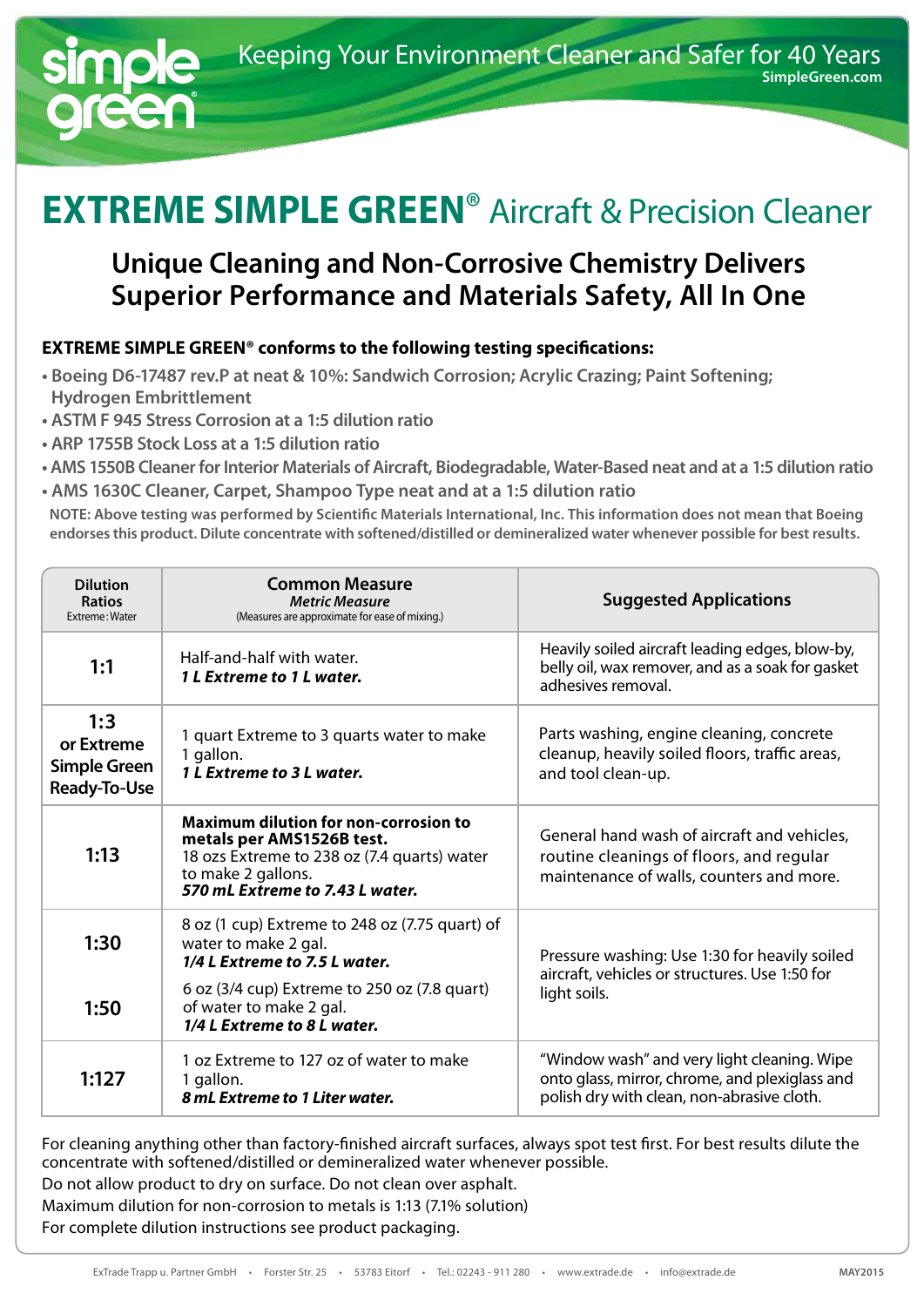simple green

Keeping Your Environment Cleaner and Safer for 40 Years
SimpleGreen.com

# EXTREME SIMPLE GREEN® Aircraft & Precision Cleaner

## Unique Cleaning and Non-Corrosive Chemistry Delivers Superior Performance and Materials Safety, All In One

**EXTREME SIMPLE GREEN® conforms to the following testing specifications:**

- **Boeing D6-17487 rev.P at neat & 10%: Sandwich Corrosion; Acrylic Crazing; Paint Softening; Hydrogen Embrittlement**
- **ASTM F 945 Stress Corrosion at a 1:5 dilution ratio**
- **ARP 1755B Stock Loss at a 1:5 dilution ratio**
- **AMS 1550B Cleaner for Interior Materials of Aircraft, Biodegradable, Water-Based neat and at a 1:5 dilution ratio**
- **AMS 1630C Cleaner, Carpet, Shampoo Type neat and at a 1:5 dilution ratio**

**NOTE: Above testing was performed by Scientific Materials International, Inc. This information does not mean that Boeing endorses this product. Dilute concentrate with softened/distilled or demineralized water whenever possible for best results.**

| **Dilution Ratios** Extreme : Water | **Common Measure** ***Metric Measure*** (Measures are approximate for ease of mixing.) | **Suggested Applications** |
|---|---|---|
| **1:1** | Half-and-half with water. ***1 L Extreme to 1 L water.*** | Heavily soiled aircraft leading edges, blow-by, belly oil, wax remover, and as a soak for gasket adhesives removal. |
| **1:3 or Extreme Simple Green Ready-To-Use** | 1 quart Extreme to 3 quarts water to make 1 gallon. ***1 L Extreme to 3 L water.*** | Parts washing, engine cleaning, concrete cleanup, heavily soiled floors, traffic areas, and tool clean-up. |
| **1:13** | **Maximum dilution for non-corrosion to metals per AMS1526B test.** 18 ozs Extreme to 238 oz (7.4 quarts) water to make 2 gallons. ***570 mL Extreme to 7.43 L water.*** | General hand wash of aircraft and vehicles, routine cleanings of floors, and regular maintenance of walls, counters and more. |
| **1:30** | 8 oz (1 cup) Extreme to 248 oz (7.75 quart) of water to make 2 gal. ***1/4 L Extreme to 7.5 L water.*** | Pressure washing: Use 1:30 for heavily soiled aircraft, vehicles or structures. Use 1:50 for light soils. |
| **1:50** | 6 oz (3/4 cup) Extreme to 250 oz (7.8 quart) of water to make 2 gal. ***1/4 L Extreme to 8 L water.*** | |
| **1:127** | 1 oz Extreme to 127 oz of water to make 1 gallon. ***8 mL Extreme to 1 Liter water.*** | "Window wash" and very light cleaning. Wipe onto glass, mirror, chrome, and plexiglass and polish dry with clean, non-abrasive cloth. |

For cleaning anything other than factory-finished aircraft surfaces, always spot test first. For best results dilute the concentrate with softened/distilled or demineralized water whenever possible.

Do not allow product to dry on surface. Do not clean over asphalt.

Maximum dilution for non-corrosion to metals is 1:13 (7.1% solution)

For complete dilution instructions see product packaging.

ExTrade Trapp u. Partner GmbH • Forster Str. 25 • 53783 Eitorf • Tel.: 02243 - 911 280 • www.extrade.de • info@extrade.de

MAY2015